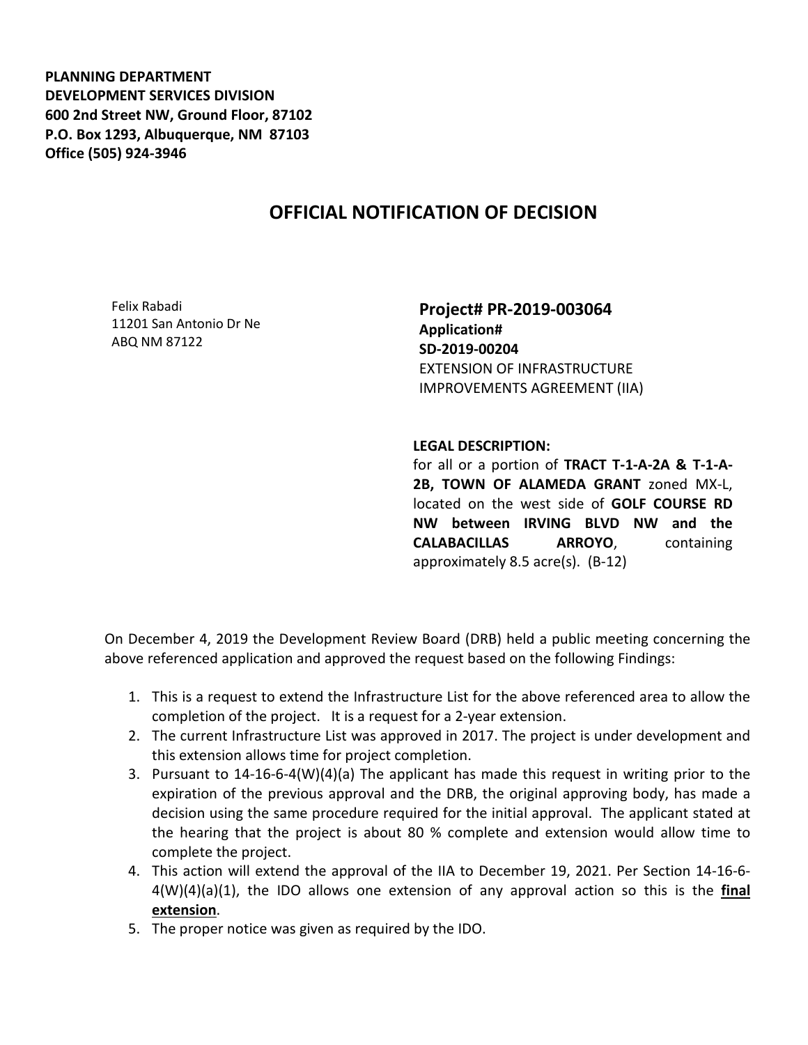**PLANNING DEPARTMENT**
**DEVELOPMENT SERVICES DIVISION**
**600 2nd Street NW, Ground Floor, 87102**
**P.O. Box 1293, Albuquerque, NM 87103**
**Office (505) 924-3946**

# OFFICIAL NOTIFICATION OF DECISION

Felix Rabadi
11201 San Antonio Dr Ne
ABQ NM 87122

**Project# PR-2019-003064**
**Application#**
**SD-2019-00204**
EXTENSION OF INFRASTRUCTURE IMPROVEMENTS AGREEMENT (IIA)

**LEGAL DESCRIPTION:**
for all or a portion of **TRACT T-1-A-2A & T-1-A-2B, TOWN OF ALAMEDA GRANT** zoned MX-L, located on the west side of **GOLF COURSE RD NW between IRVING BLVD NW and the CALABACILLAS ARROYO**, containing approximately 8.5 acre(s). (B-12)

On December 4, 2019 the Development Review Board (DRB) held a public meeting concerning the above referenced application and approved the request based on the following Findings:

1. This is a request to extend the Infrastructure List for the above referenced area to allow the completion of the project. It is a request for a 2-year extension.
2. The current Infrastructure List was approved in 2017. The project is under development and this extension allows time for project completion.
3. Pursuant to 14-16-6-4(W)(4)(a) The applicant has made this request in writing prior to the expiration of the previous approval and the DRB, the original approving body, has made a decision using the same procedure required for the initial approval. The applicant stated at the hearing that the project is about 80 % complete and extension would allow time to complete the project.
4. This action will extend the approval of the IIA to December 19, 2021. Per Section 14-16-6-4(W)(4)(a)(1), the IDO allows one extension of any approval action so this is the **final extension**.
5. The proper notice was given as required by the IDO.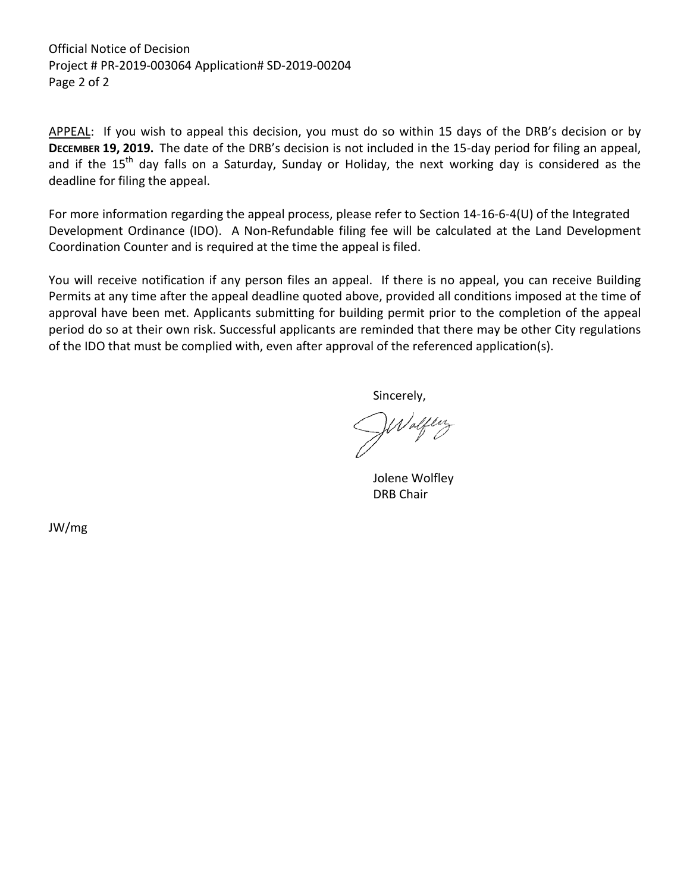APPEAL: If you wish to appeal this decision, you must do so within 15 days of the DRB's decision or by **DECEMBER 19, 2019.** The date of the DRB's decision is not included in the 15-day period for filing an appeal, and if the 15th day falls on a Saturday, Sunday or Holiday, the next working day is considered as the deadline for filing the appeal.

For more information regarding the appeal process, please refer to Section 14-16-6-4(U) of the Integrated Development Ordinance (IDO). A Non-Refundable filing fee will be calculated at the Land Development Coordination Counter and is required at the time the appeal is filed.

You will receive notification if any person files an appeal. If there is no appeal, you can receive Building Permits at any time after the appeal deadline quoted above, provided all conditions imposed at the time of approval have been met. Applicants submitting for building permit prior to the completion of the appeal period do so at their own risk. Successful applicants are reminded that there may be other City regulations of the IDO that must be complied with, even after approval of the referenced application(s).

Sincerely,

Jolene Wolfley
DRB Chair

JW/mg